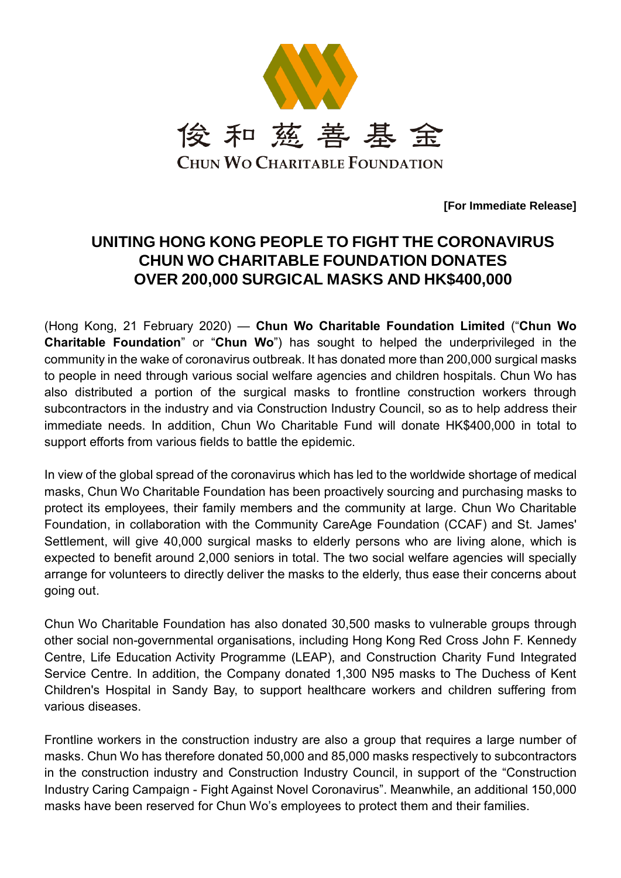俊和慈善基金

CHUN WO CHARITABLE FOUNDATION

**[For Immediate Release]**

# UNITING HONG KONG PEOPLE TO FIGHT THE CORONAVIRUS CHUN WO CHARITABLE FOUNDATION DONATES OVER 200,000 SURGICAL MASKS AND HK$400,000

(Hong Kong, 21 February 2020) — **Chun Wo Charitable Foundation Limited** ("**Chun Wo Charitable Foundation**" or "**Chun Wo**") has sought to helped the underprivileged in the community in the wake of coronavirus outbreak. It has donated more than 200,000 surgical masks to people in need through various social welfare agencies and children hospitals. Chun Wo has also distributed a portion of the surgical masks to frontline construction workers through subcontractors in the industry and via Construction Industry Council, so as to help address their immediate needs. In addition, Chun Wo Charitable Fund will donate HK$400,000 in total to support efforts from various fields to battle the epidemic.

In view of the global spread of the coronavirus which has led to the worldwide shortage of medical masks, Chun Wo Charitable Foundation has been proactively sourcing and purchasing masks to protect its employees, their family members and the community at large. Chun Wo Charitable Foundation, in collaboration with the Community CareAge Foundation (CCAF) and St. James' Settlement, will give 40,000 surgical masks to elderly persons who are living alone, which is expected to benefit around 2,000 seniors in total. The two social welfare agencies will specially arrange for volunteers to directly deliver the masks to the elderly, thus ease their concerns about going out.

Chun Wo Charitable Foundation has also donated 30,500 masks to vulnerable groups through other social non-governmental organisations, including Hong Kong Red Cross John F. Kennedy Centre, Life Education Activity Programme (LEAP), and Construction Charity Fund Integrated Service Centre. In addition, the Company donated 1,300 N95 masks to The Duchess of Kent Children's Hospital in Sandy Bay, to support healthcare workers and children suffering from various diseases.

Frontline workers in the construction industry are also a group that requires a large number of masks. Chun Wo has therefore donated 50,000 and 85,000 masks respectively to subcontractors in the construction industry and Construction Industry Council, in support of the "Construction Industry Caring Campaign - Fight Against Novel Coronavirus". Meanwhile, an additional 150,000 masks have been reserved for Chun Wo's employees to protect them and their families.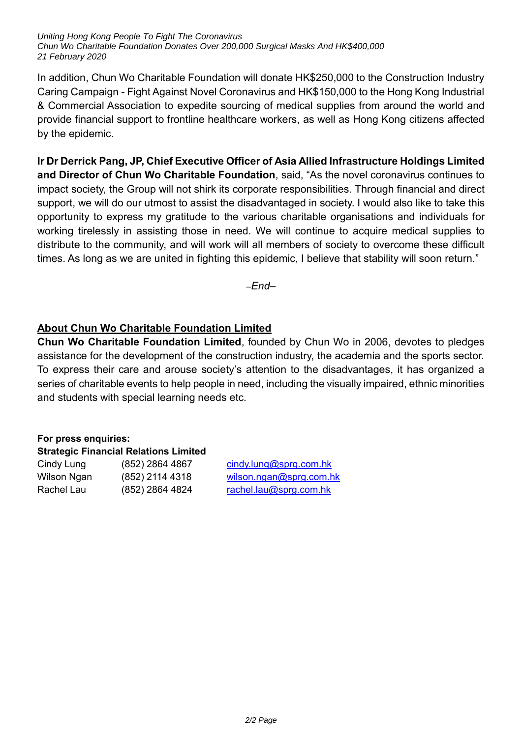In addition, Chun Wo Charitable Foundation will donate HK$250,000 to the Construction Industry Caring Campaign - Fight Against Novel Coronavirus and HK$150,000 to the Hong Kong Industrial & Commercial Association to expedite sourcing of medical supplies from around the world and provide financial support to frontline healthcare workers, as well as Hong Kong citizens affected by the epidemic.

**Ir Dr Derrick Pang, JP, Chief Executive Officer of Asia Allied Infrastructure Holdings Limited and Director of Chun Wo Charitable Foundation**, said, "As the novel coronavirus continues to impact society, the Group will not shirk its corporate responsibilities. Through financial and direct support, we will do our utmost to assist the disadvantaged in society. I would also like to take this opportunity to express my gratitude to the various charitable organisations and individuals for working tirelessly in assisting those in need. We will continue to acquire medical supplies to distribute to the community, and will work will all members of society to overcome these difficult times. As long as we are united in fighting this epidemic, I believe that stability will soon return."

*–End–*

## About Chun Wo Charitable Foundation Limited

**Chun Wo Charitable Foundation Limited**, founded by Chun Wo in 2006, devotes to pledges assistance for the development of the construction industry, the academia and the sports sector. To express their care and arouse society's attention to the disadvantages, it has organized a series of charitable events to help people in need, including the visually impaired, ethnic minorities and students with special learning needs etc.

**For press enquiries:**
**Strategic Financial Relations Limited**

| | | |
|---|---|---|
| Cindy Lung | (852) 2864 4867 | cindy.lung@sprg.com.hk |
| Wilson Ngan | (852) 2114 4318 | wilson.ngan@sprg.com.hk |
| Rachel Lau | (852) 2864 4824 | rachel.lau@sprg.com.hk |